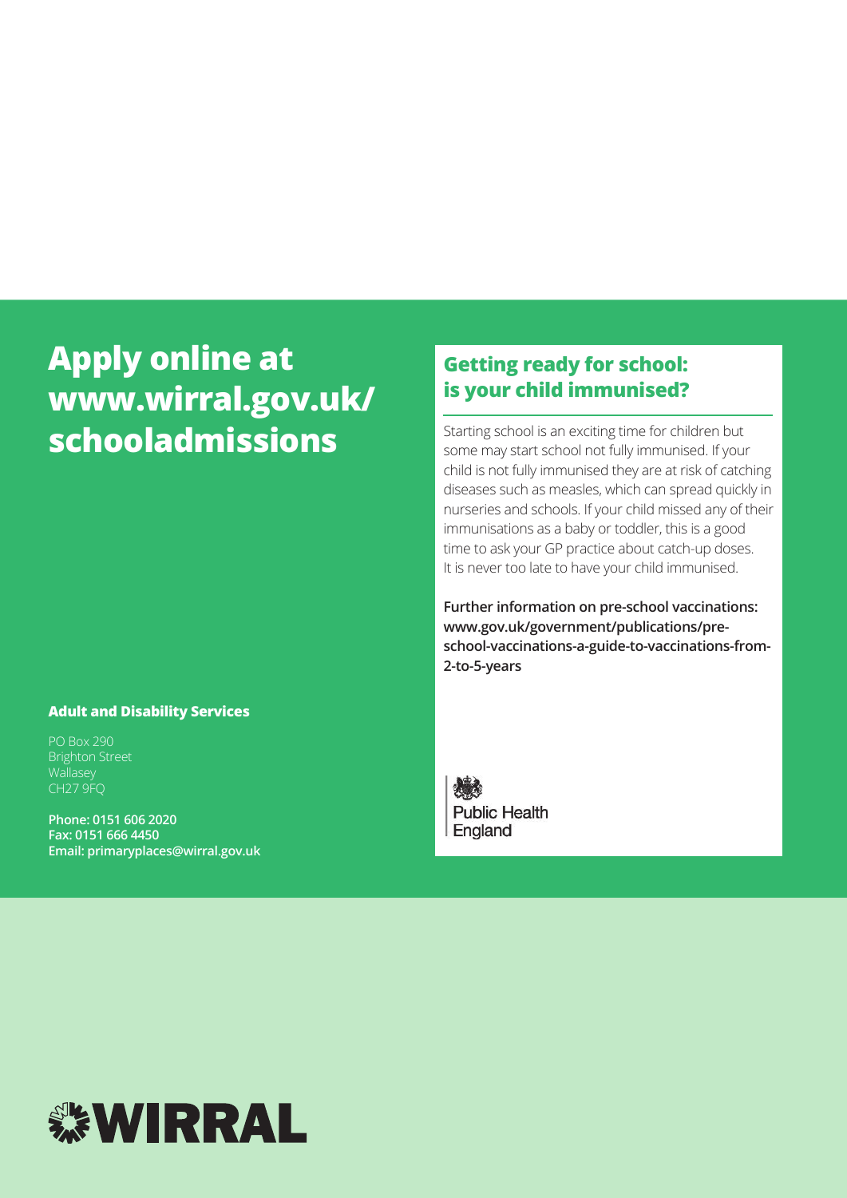# Apply online at www.wirral.gov.uk/schooladmissions

## Getting ready for school: is your child immunised?

Starting school is an exciting time for children but some may start school not fully immunised. If your child is not fully immunised they are at risk of catching diseases such as measles, which can spread quickly in nurseries and schools. If your child missed any of their immunisations as a baby or toddler, this is a good time to ask your GP practice about catch-up doses. It is never too late to have your child immunised.

**Further information on pre-school vaccinations: www.gov.uk/government/publications/pre-school-vaccinations-a-guide-to-vaccinations-from-2-to-5-years**

Public Health England

### Adult and Disability Services

PO Box 290
Brighton Street
Wallasey
CH27 9FQ

**Phone: 0151 606 2020**
**Fax: 0151 666 4450**
**Email: primaryplaces@wirral.gov.uk**

WIRRAL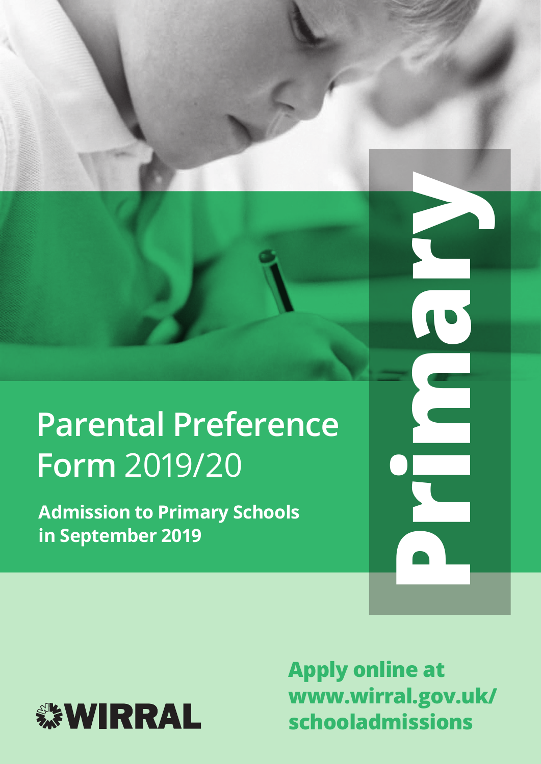# Parental Preference Form 2019/20

**Admission to Primary Schools in September 2019**

**Primary**

**WIRRAL**

**Apply online at www.wirral.gov.uk/schooladmissions**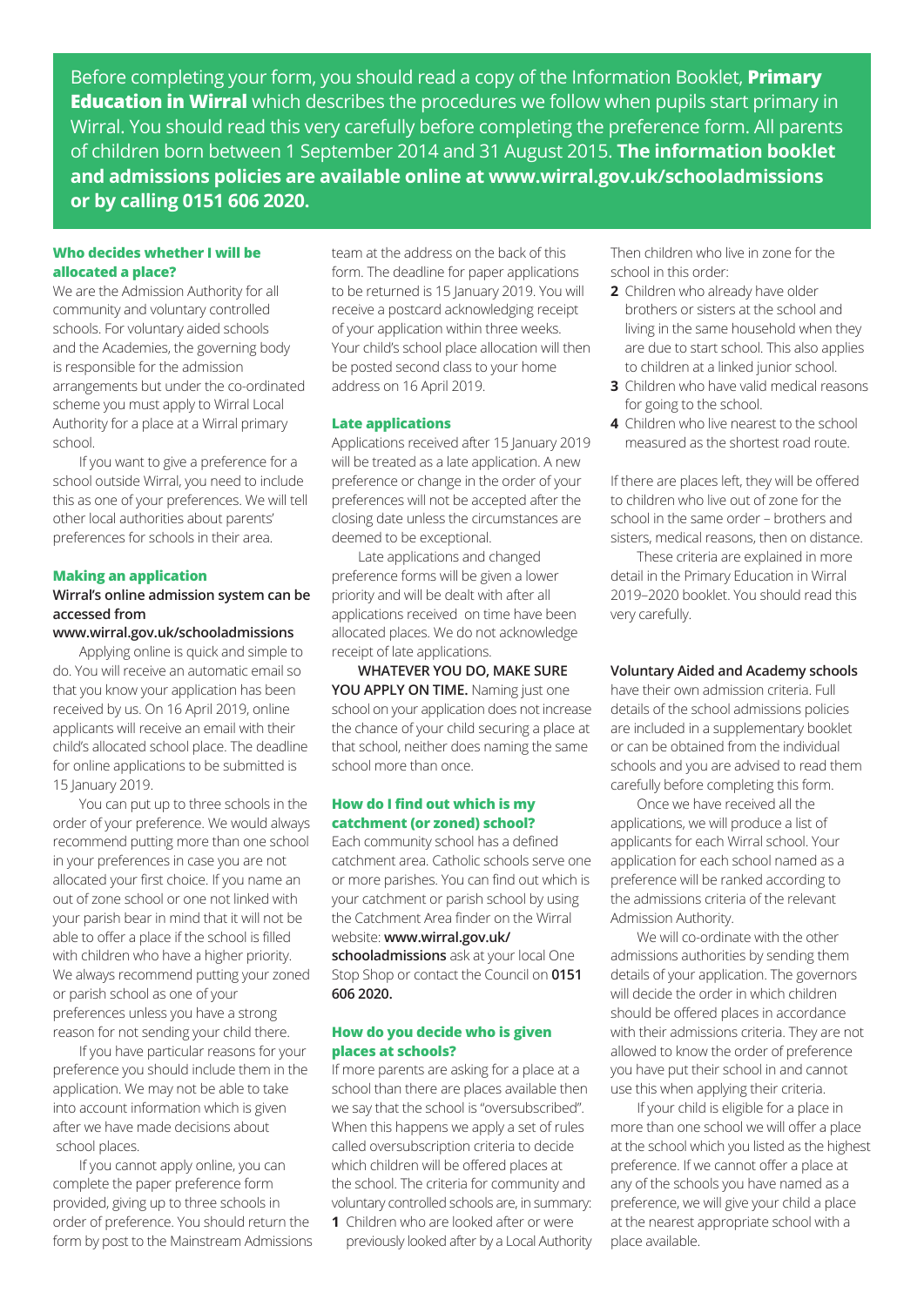Before completing your form, you should read a copy of the Information Booklet, **Primary Education in Wirral** which describes the procedures we follow when pupils start primary in Wirral. You should read this very carefully before completing the preference form. All parents of children born between 1 September 2014 and 31 August 2015. **The information booklet and admissions policies are available online at www.wirral.gov.uk/schooladmissions or by calling 0151 606 2020.**

### Who decides whether I will be allocated a place?

We are the Admission Authority for all community and voluntary controlled schools. For voluntary aided schools and the Academies, the governing body is responsible for the admission arrangements but under the co-ordinated scheme you must apply to Wirral Local Authority for a place at a Wirral primary school.

If you want to give a preference for a school outside Wirral, you need to include this as one of your preferences. We will tell other local authorities about parents' preferences for schools in their area.

### Making an application

**Wirral's online admission system can be accessed from www.wirral.gov.uk/schooladmissions**

Applying online is quick and simple to do. You will receive an automatic email so that you know your application has been received by us. On 16 April 2019, online applicants will receive an email with their child's allocated school place. The deadline for online applications to be submitted is 15 January 2019.

You can put up to three schools in the order of your preference. We would always recommend putting more than one school in your preferences in case you are not allocated your first choice. If you name an out of zone school or one not linked with your parish bear in mind that it will not be able to offer a place if the school is filled with children who have a higher priority. We always recommend putting your zoned or parish school as one of your preferences unless you have a strong reason for not sending your child there.

If you have particular reasons for your preference you should include them in the application. We may not be able to take into account information which is given after we have made decisions about school places.

If you cannot apply online, you can complete the paper preference form provided, giving up to three schools in order of preference. You should return the form by post to the Mainstream Admissions team at the address on the back of this form. The deadline for paper applications to be returned is 15 January 2019. You will receive a postcard acknowledging receipt of your application within three weeks. Your child's school place allocation will then be posted second class to your home address on 16 April 2019.

### Late applications

Applications received after 15 January 2019 will be treated as a late application. A new preference or change in the order of your preferences will not be accepted after the closing date unless the circumstances are deemed to be exceptional.

Late applications and changed preference forms will be given a lower priority and will be dealt with after all applications received on time have been allocated places. We do not acknowledge receipt of late applications.

**WHATEVER YOU DO, MAKE SURE YOU APPLY ON TIME.** Naming just one school on your application does not increase the chance of your child securing a place at that school, neither does naming the same school more than once.

### How do I find out which is my catchment (or zoned) school?

Each community school has a defined catchment area. Catholic schools serve one or more parishes. You can find out which is your catchment or parish school by using the Catchment Area finder on the Wirral website: **www.wirral.gov.uk/schooladmissions** ask at your local One Stop Shop or contact the Council on **0151 606 2020.**

### How do you decide who is given places at schools?

If more parents are asking for a place at a school than there are places available then we say that the school is "oversubscribed". When this happens we apply a set of rules called oversubscription criteria to decide which children will be offered places at the school. The criteria for community and voluntary controlled schools are, in summary:

1. Children who are looked after or were previously looked after by a Local Authority

Then children who live in zone for the school in this order:

2. Children who already have older brothers or sisters at the school and living in the same household when they are due to start school. This also applies to children at a linked junior school.
3. Children who have valid medical reasons for going to the school.
4. Children who live nearest to the school measured as the shortest road route.

If there are places left, they will be offered to children who live out of zone for the school in the same order – brothers and sisters, medical reasons, then on distance.

These criteria are explained in more detail in the Primary Education in Wirral 2019–2020 booklet. You should read this very carefully.

**Voluntary Aided and Academy schools** have their own admission criteria. Full details of the school admissions policies are included in a supplementary booklet or can be obtained from the individual schools and you are advised to read them carefully before completing this form.

Once we have received all the applications, we will produce a list of applicants for each Wirral school. Your application for each school named as a preference will be ranked according to the admissions criteria of the relevant Admission Authority.

We will co-ordinate with the other admissions authorities by sending them details of your application. The governors will decide the order in which children should be offered places in accordance with their admissions criteria. They are not allowed to know the order of preference you have put their school in and cannot use this when applying their criteria.

If your child is eligible for a place in more than one school we will offer a place at the school which you listed as the highest preference. If we cannot offer a place at any of the schools you have named as a preference, we will give your child a place at the nearest appropriate school with a place available.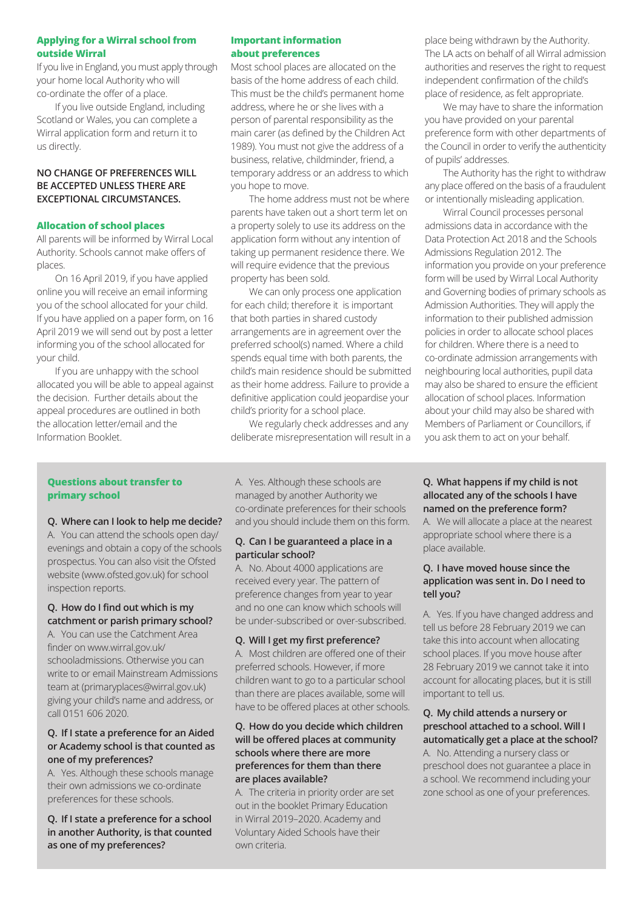## Applying for a Wirral school from outside Wirral

If you live in England, you must apply through your home local Authority who will co-ordinate the offer of a place.

If you live outside England, including Scotland or Wales, you can complete a Wirral application form and return it to us directly.

**NO CHANGE OF PREFERENCES WILL BE ACCEPTED UNLESS THERE ARE EXCEPTIONAL CIRCUMSTANCES.**

## Allocation of school places

All parents will be informed by Wirral Local Authority. Schools cannot make offers of places.

On 16 April 2019, if you have applied online you will receive an email informing you of the school allocated for your child. If you have applied on a paper form, on 16 April 2019 we will send out by post a letter informing you of the school allocated for your child.

If you are unhappy with the school allocated you will be able to appeal against the decision. Further details about the appeal procedures are outlined in both the allocation letter/email and the Information Booklet.

## Important information about preferences

Most school places are allocated on the basis of the home address of each child. This must be the child's permanent home address, where he or she lives with a person of parental responsibility as the main carer (as defined by the Children Act 1989). You must not give the address of a business, relative, childminder, friend, a temporary address or an address to which you hope to move.

The home address must not be where parents have taken out a short term let on a property solely to use its address on the application form without any intention of taking up permanent residence there. We will require evidence that the previous property has been sold.

We can only process one application for each child; therefore it is important that both parties in shared custody arrangements are in agreement over the preferred school(s) named. Where a child spends equal time with both parents, the child's main residence should be submitted as their home address. Failure to provide a definitive application could jeopardise your child's priority for a school place.

We regularly check addresses and any deliberate misrepresentation will result in a place being withdrawn by the Authority. The LA acts on behalf of all Wirral admission authorities and reserves the right to request independent confirmation of the child's place of residence, as felt appropriate.

We may have to share the information you have provided on your parental preference form with other departments of the Council in order to verify the authenticity of pupils' addresses.

The Authority has the right to withdraw any place offered on the basis of a fraudulent or intentionally misleading application.

Wirral Council processes personal admissions data in accordance with the Data Protection Act 2018 and the Schools Admissions Regulation 2012. The information you provide on your preference form will be used by Wirral Local Authority and Governing bodies of primary schools as Admission Authorities. They will apply the information to their published admission policies in order to allocate school places for children. Where there is a need to co-ordinate admission arrangements with neighbouring local authorities, pupil data may also be shared to ensure the efficient allocation of school places. Information about your child may also be shared with Members of Parliament or Councillors, if you ask them to act on your behalf.

## Questions about transfer to primary school

**Q. Where can I look to help me decide?**

A. You can attend the schools open day/evenings and obtain a copy of the schools prospectus. You can also visit the Ofsted website (www.ofsted.gov.uk) for school inspection reports.

**Q. How do I find out which is my catchment or parish primary school?**

A. You can use the Catchment Area finder on www.wirral.gov.uk/schooladmissions. Otherwise you can write to or email Mainstream Admissions team at (primaryplaces@wirral.gov.uk) giving your child's name and address, or call 0151 606 2020.

**Q. If I state a preference for an Aided or Academy school is that counted as one of my preferences?**

A. Yes. Although these schools manage their own admissions we co-ordinate preferences for these schools.

**Q. If I state a preference for a school in another Authority, is that counted as one of my preferences?**

A. Yes. Although these schools are managed by another Authority we co-ordinate preferences for their schools and you should include them on this form.

**Q. Can I be guaranteed a place in a particular school?**

A. No. About 4000 applications are received every year. The pattern of preference changes from year to year and no one can know which schools will be under-subscribed or over-subscribed.

**Q. Will I get my first preference?**

A. Most children are offered one of their preferred schools. However, if more children want to go to a particular school than there are places available, some will have to be offered places at other schools.

**Q. How do you decide which children will be offered places at community schools where there are more preferences for them than there are places available?**

A. The criteria in priority order are set out in the booklet Primary Education in Wirral 2019–2020. Academy and Voluntary Aided Schools have their own criteria.

**Q. What happens if my child is not allocated any of the schools I have named on the preference form?**

A. We will allocate a place at the nearest appropriate school where there is a place available.

**Q. I have moved house since the application was sent in. Do I need to tell you?**

A. Yes. If you have changed address and tell us before 28 February 2019 we can take this into account when allocating school places. If you move house after 28 February 2019 we cannot take it into account for allocating places, but it is still important to tell us.

**Q. My child attends a nursery or preschool attached to a school. Will I automatically get a place at the school?**

A. No. Attending a nursery class or preschool does not guarantee a place in a school. We recommend including your zone school as one of your preferences.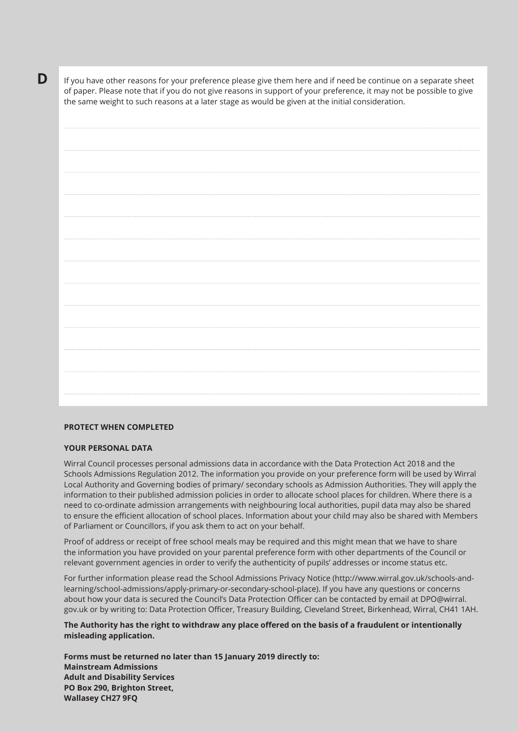**D**

If you have other reasons for your preference please give them here and if need be continue on a separate sheet of paper. Please note that if you do not give reasons in support of your preference, it may not be possible to give the same weight to such reasons at a later stage as would be given at the initial consideration.

**PROTECT WHEN COMPLETED**

**YOUR PERSONAL DATA**

Wirral Council processes personal admissions data in accordance with the Data Protection Act 2018 and the Schools Admissions Regulation 2012. The information you provide on your preference form will be used by Wirral Local Authority and Governing bodies of primary/ secondary schools as Admission Authorities. They will apply the information to their published admission policies in order to allocate school places for children. Where there is a need to co-ordinate admission arrangements with neighbouring local authorities, pupil data may also be shared to ensure the efficient allocation of school places. Information about your child may also be shared with Members of Parliament or Councillors, if you ask them to act on your behalf.

Proof of address or receipt of free school meals may be required and this might mean that we have to share the information you have provided on your parental preference form with other departments of the Council or relevant government agencies in order to verify the authenticity of pupils' addresses or income status etc.

For further information please read the School Admissions Privacy Notice (http://www.wirral.gov.uk/schools-and-learning/school-admissions/apply-primary-or-secondary-school-place). If you have any questions or concerns about how your data is secured the Council's Data Protection Officer can be contacted by email at DPO@wirral.gov.uk or by writing to: Data Protection Officer, Treasury Building, Cleveland Street, Birkenhead, Wirral, CH41 1AH.

**The Authority has the right to withdraw any place offered on the basis of a fraudulent or intentionally misleading application.**

**Forms must be returned no later than 15 January 2019 directly to:**
**Mainstream Admissions**
**Adult and Disability Services**
**PO Box 290, Brighton Street,**
**Wallasey CH27 9FQ**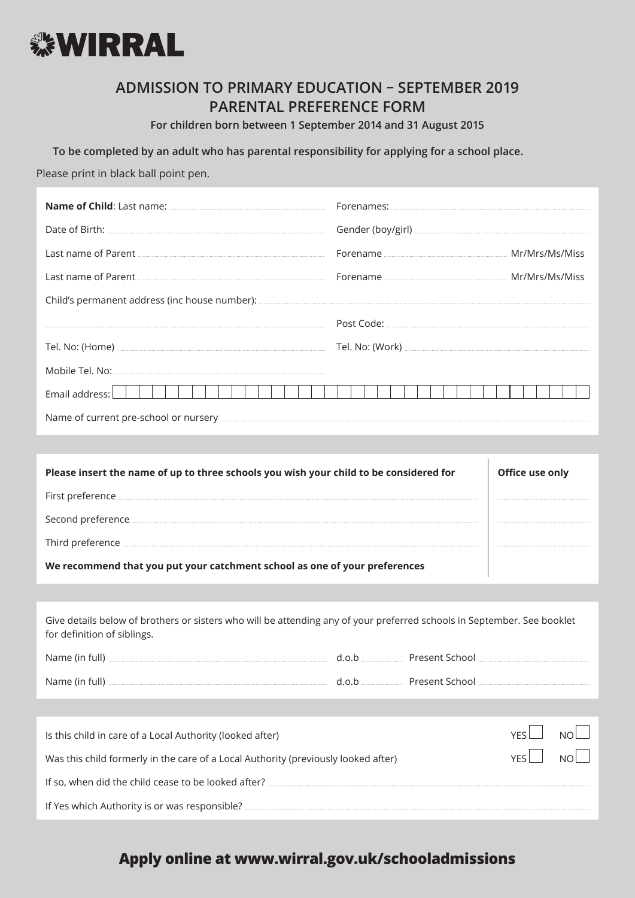WIRRAL

## ADMISSION TO PRIMARY EDUCATION – SEPTEMBER 2019
## PARENTAL PREFERENCE FORM

**For children born between 1 September 2014 and 31 August 2015**

**To be completed by an adult who has parental responsibility for applying for a school place.**

Please print in black ball point pen.

**Name of Child**: Last name: .................................... Forenames: ....................................

Date of Birth: .................................... Gender (boy/girl) ....................................

Last name of Parent .................................... Forename .................................... Mr/Mrs/Ms/Miss

Last name of Parent .................................... Forename .................................... Mr/Mrs/Ms/Miss

Child's permanent address (inc house number): ....................................

.................................... Post Code: ....................................

Tel. No: (Home) .................................... Tel. No: (Work) ....................................

Mobile Tel. No: ....................................

Email address: ☐☐☐☐☐☐☐☐☐☐☐☐☐☐☐☐☐☐☐☐☐☐☐☐☐☐☐☐☐☐☐☐☐☐☐☐☐☐☐

Name of current pre-school or nursery ....................................

| Please insert the name of up to three schools you wish your child to be considered for | Office use only |
|---|---|
| First preference .................................... | .................... |
| Second preference .................................... | .................... |
| Third preference .................................... | .................... |
| **We recommend that you put your catchment school as one of your preferences** | |

Give details below of brothers or sisters who will be attending any of your preferred schools in September. See booklet for definition of siblings.

Name (in full) .................................... d.o.b .................... Present School ....................................

Name (in full) .................................... d.o.b .................... Present School ....................................

Is this child in care of a Local Authority (looked after) YES ☐ NO ☐

Was this child formerly in the care of a Local Authority (previously looked after) YES ☐ NO ☐

If so, when did the child cease to be looked after? ....................................

If Yes which Authority is or was responsible? ....................................

**Apply online at www.wirral.gov.uk/schooladmissions**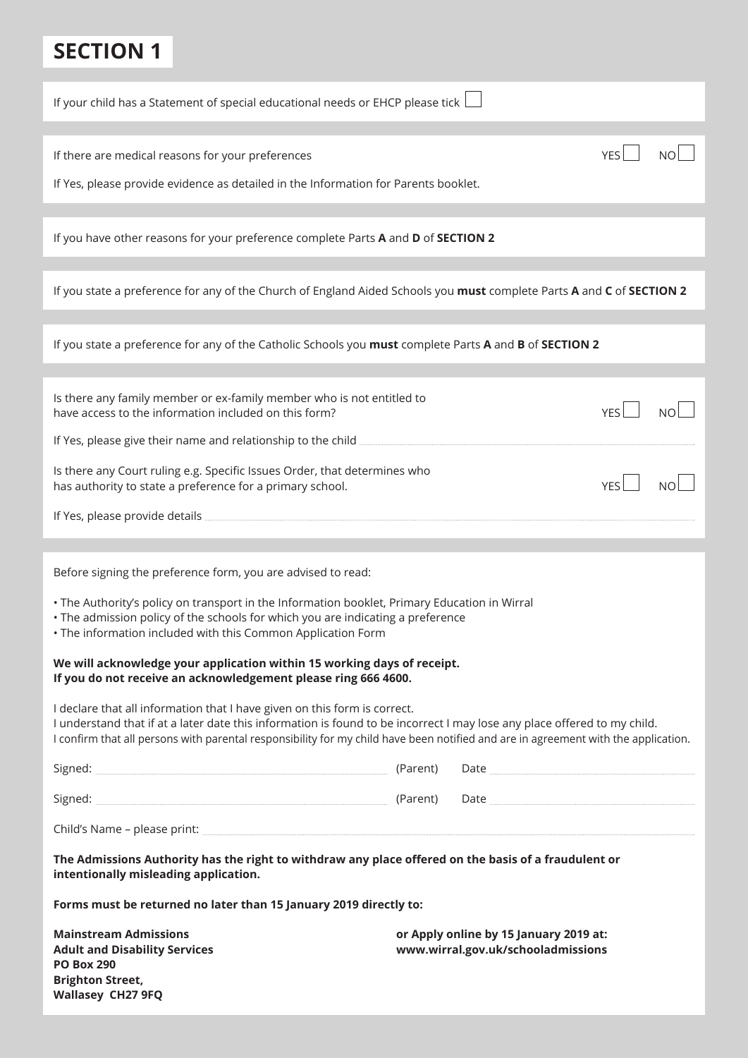# SECTION 1

If your child has a Statement of special educational needs or EHCP please tick ☐

If there are medical reasons for your preferences YES ☐ NO ☐

If Yes, please provide evidence as detailed in the Information for Parents booklet.

If you have other reasons for your preference complete Parts **A** and **D** of **SECTION 2**

If you state a preference for any of the Church of England Aided Schools you **must** complete Parts **A** and **C** of **SECTION 2**

If you state a preference for any of the Catholic Schools you **must** complete Parts **A** and **B** of **SECTION 2**

Is there any family member or ex-family member who is not entitled to have access to the information included on this form? YES ☐ NO ☐

If Yes, please give their name and relationship to the child ..............................

Is there any Court ruling e.g. Specific Issues Order, that determines who has authority to state a preference for a primary school. YES ☐ NO ☐

If Yes, please provide details ..............................

Before signing the preference form, you are advised to read:

- The Authority's policy on transport in the Information booklet, Primary Education in Wirral
- The admission policy of the schools for which you are indicating a preference
- The information included with this Common Application Form

**We will acknowledge your application within 15 working days of receipt.**
**If you do not receive an acknowledgement please ring 666 4600.**

I declare that all information that I have given on this form is correct.
I understand that if at a later date this information is found to be incorrect I may lose any place offered to my child.
I confirm that all persons with parental responsibility for my child have been notified and are in agreement with the application.

Signed: .............................. (Parent) Date ..............................

Signed: .............................. (Parent) Date ..............................

Child's Name – please print: ..............................

**The Admissions Authority has the right to withdraw any place offered on the basis of a fraudulent or intentionally misleading application.**

**Forms must be returned no later than 15 January 2019 directly to:**

**Mainstream Admissions**
**Adult and Disability Services**
**PO Box 290**
**Brighton Street,**
**Wallasey CH27 9FQ**

**or Apply online by 15 January 2019 at:**
**www.wirral.gov.uk/schooladmissions**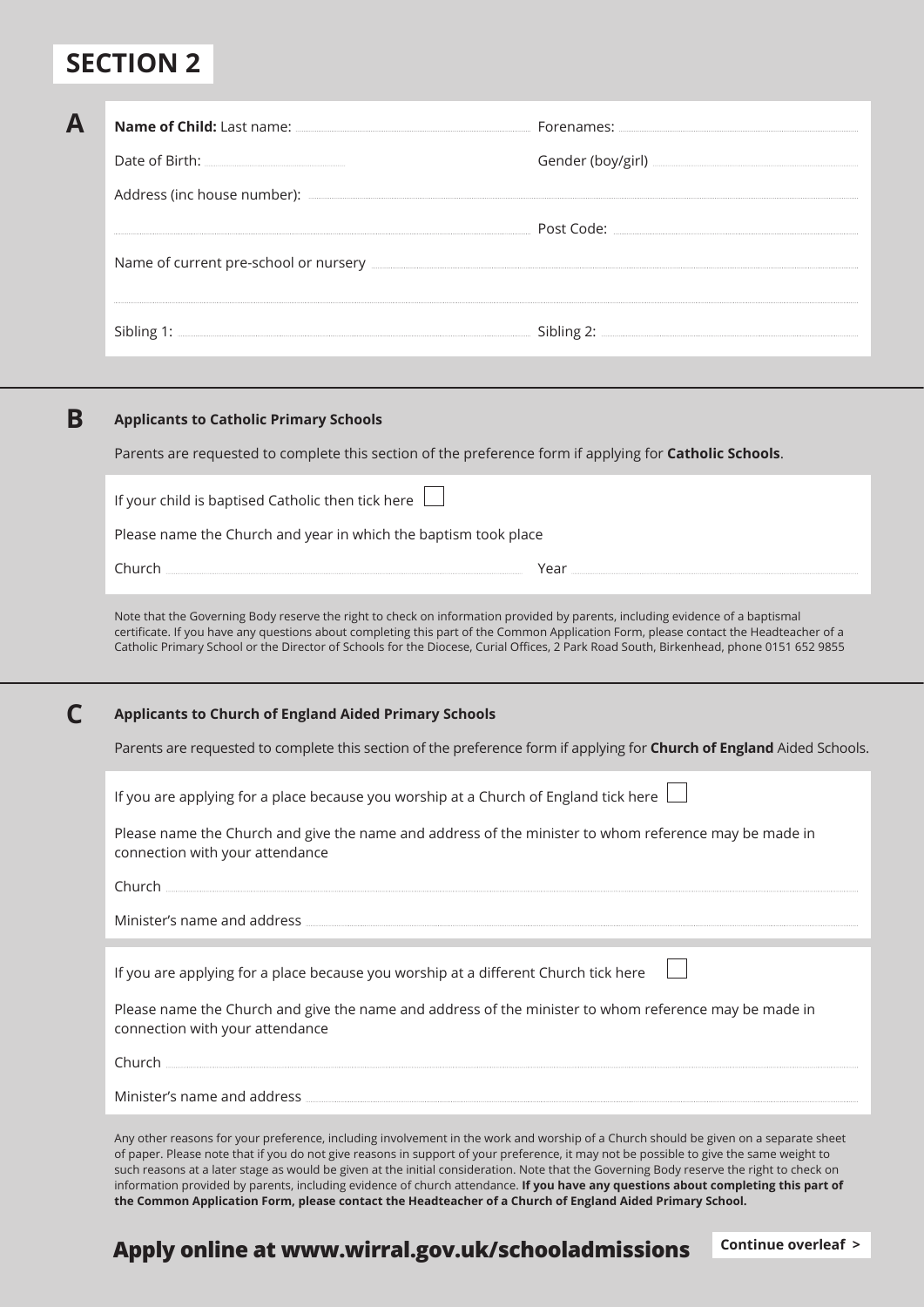# SECTION 2

## A

**Name of Child:** Last name: ............................ Forenames: ............................

Date of Birth: ............................ Gender (boy/girl) ............................

Address (inc house number): ............................

............................ Post Code: ............................

Name of current pre-school or nursery ............................

............................

Sibling 1: ............................ Sibling 2: ............................

## B

**Applicants to Catholic Primary Schools**

Parents are requested to complete this section of the preference form if applying for **Catholic Schools**.

If your child is baptised Catholic then tick here ☐

Please name the Church and year in which the baptism took place

Church ............................ Year ............................

Note that the Governing Body reserve the right to check on information provided by parents, including evidence of a baptismal certificate. If you have any questions about completing this part of the Common Application Form, please contact the Headteacher of a Catholic Primary School or the Director of Schools for the Diocese, Curial Offices, 2 Park Road South, Birkenhead, phone 0151 652 9855

## C

**Applicants to Church of England Aided Primary Schools**

Parents are requested to complete this section of the preference form if applying for **Church of England** Aided Schools.

If you are applying for a place because you worship at a Church of England tick here ☐

Please name the Church and give the name and address of the minister to whom reference may be made in connection with your attendance

Church ............................

Minister's name and address ............................

If you are applying for a place because you worship at a different Church tick here ☐

Please name the Church and give the name and address of the minister to whom reference may be made in connection with your attendance

Church ............................

Minister's name and address ............................

Any other reasons for your preference, including involvement in the work and worship of a Church should be given on a separate sheet of paper. Please note that if you do not give reasons in support of your preference, it may not be possible to give the same weight to such reasons at a later stage as would be given at the initial consideration. Note that the Governing Body reserve the right to check on information provided by parents, including evidence of church attendance. **If you have any questions about completing this part of the Common Application Form, please contact the Headteacher of a Church of England Aided Primary School.**

**Apply online at www.wirral.gov.uk/schooladmissions**

**Continue overleaf >**